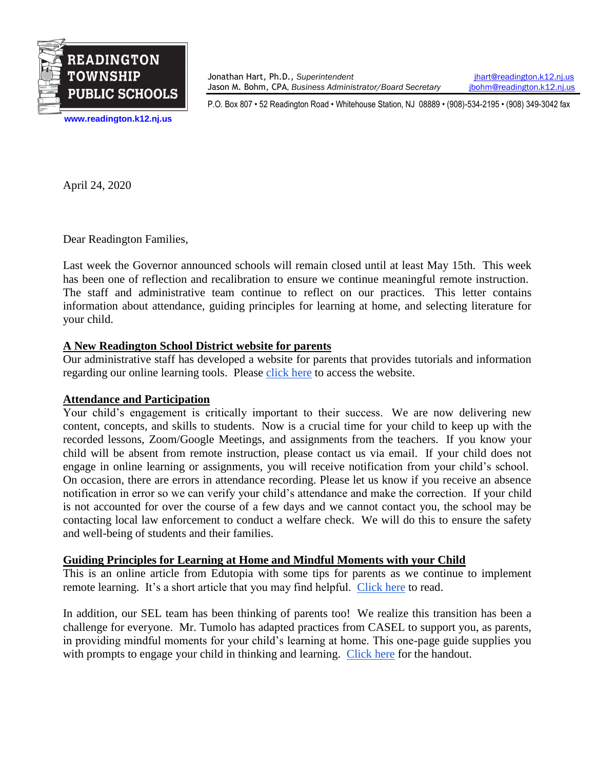**READINGTON TOWNSHIP PUBLIC SCHOOLS**

www.readington.k12.nj.us

Jonathan Hart, Ph.D., *Superintendent* jhart@readington.k12.nj.us
Jason M. Bohm, CPA, *Business Administrator/Board Secretary* jbohm@readington.k12.nj.us

P.O. Box 807 • 52 Readington Road • Whitehouse Station, NJ 08889 • (908)-534-2195 • (908) 349-3042 fax

April 24, 2020

Dear Readington Families,

Last week the Governor announced schools will remain closed until at least May 15th. This week has been one of reflection and recalibration to ensure we continue meaningful remote instruction. The staff and administrative team continue to reflect on our practices. This letter contains information about attendance, guiding principles for learning at home, and selecting literature for your child.

**A New Readington School District website for parents**

Our administrative staff has developed a website for parents that provides tutorials and information regarding our online learning tools. Please click here to access the website.

**Attendance and Participation**

Your child's engagement is critically important to their success. We are now delivering new content, concepts, and skills to students. Now is a crucial time for your child to keep up with the recorded lessons, Zoom/Google Meetings, and assignments from the teachers. If you know your child will be absent from remote instruction, please contact us via email. If your child does not engage in online learning or assignments, you will receive notification from your child's school. On occasion, there are errors in attendance recording. Please let us know if you receive an absence notification in error so we can verify your child's attendance and make the correction. If your child is not accounted for over the course of a few days and we cannot contact you, the school may be contacting local law enforcement to conduct a welfare check. We will do this to ensure the safety and well-being of students and their families.

**Guiding Principles for Learning at Home and Mindful Moments with your Child**

This is an online article from Edutopia with some tips for parents as we continue to implement remote learning. It's a short article that you may find helpful. Click here to read.

In addition, our SEL team has been thinking of parents too! We realize this transition has been a challenge for everyone. Mr. Tumolo has adapted practices from CASEL to support you, as parents, in providing mindful moments for your child's learning at home. This one-page guide supplies you with prompts to engage your child in thinking and learning. Click here for the handout.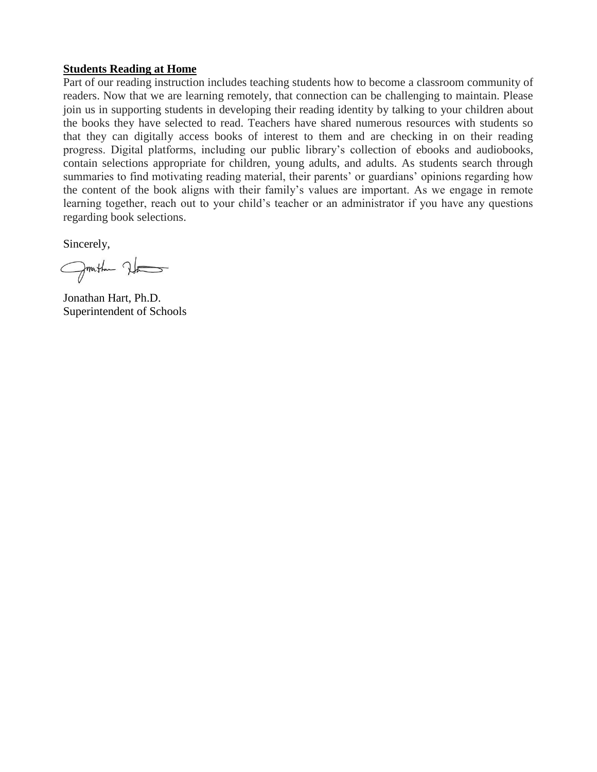**Students Reading at Home**

Part of our reading instruction includes teaching students how to become a classroom community of readers. Now that we are learning remotely, that connection can be challenging to maintain. Please join us in supporting students in developing their reading identity by talking to your children about the books they have selected to read. Teachers have shared numerous resources with students so that they can digitally access books of interest to them and are checking in on their reading progress. Digital platforms, including our public library's collection of ebooks and audiobooks, contain selections appropriate for children, young adults, and adults. As students search through summaries to find motivating reading material, their parents' or guardians' opinions regarding how the content of the book aligns with their family's values are important. As we engage in remote learning together, reach out to your child's teacher or an administrator if you have any questions regarding book selections.

Sincerely,

Jonathan Hart, Ph.D.
Superintendent of Schools